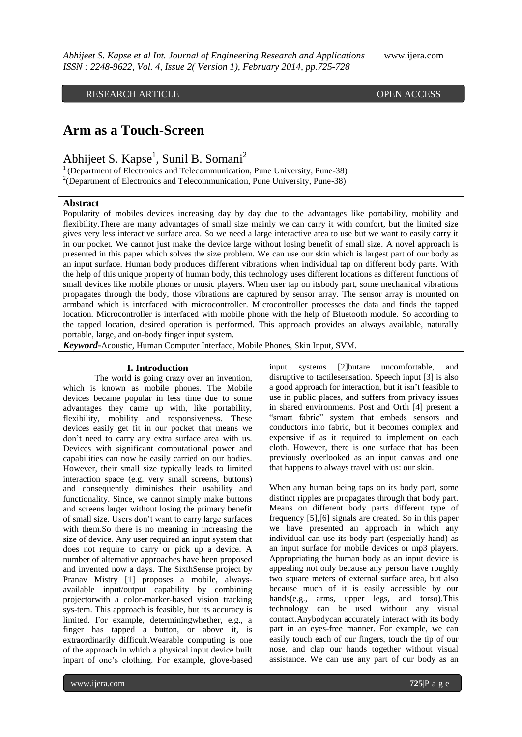RESEARCH ARTICLE OPEN ACCESS

# Arm as a Touch-Screen

Abhijeet S. Kapse[1], Sunil B. Somani[2]

[1] (Department of Electronics and Telecommunication, Pune University, Pune-38)
[2](Department of Electronics and Telecommunication, Pune University, Pune-38)

**Abstract**

Popularity of mobiles devices increasing day by day due to the advantages like portability, mobility and flexibility.There are many advantages of small size mainly we can carry it with comfort, but the limited size gives very less interactive surface area. So we need a large interactive area to use but we want to easily carry it in our pocket. We cannot just make the device large without losing benefit of small size. A novel approach is presented in this paper which solves the size problem. We can use our skin which is largest part of our body as an input surface. Human body produces different vibrations when individual tap on different body parts. With the help of this unique property of human body, this technology uses different locations as different functions of small devices like mobile phones or music players. When user tap on itsbody part, some mechanical vibrations propagates through the body, those vibrations are captured by sensor array. The sensor array is mounted on armband which is interfaced with microcontroller. Microcontroller processes the data and finds the tapped location. Microcontroller is interfaced with mobile phone with the help of Bluetooth module. So according to the tapped location, desired operation is performed. This approach provides an always available, naturally portable, large, and on-body finger input system.

***Keyword-***Acoustic, Human Computer Interface, Mobile Phones, Skin Input, SVM.

## I. Introduction

The world is going crazy over an invention, which is known as mobile phones. The Mobile devices became popular in less time due to some advantages they came up with, like portability, flexibility, mobility and responsiveness. These devices easily get fit in our pocket that means we don't need to carry any extra surface area with us. Devices with significant computational power and capabilities can now be easily carried on our bodies. However, their small size typically leads to limited interaction space (e.g. very small screens, buttons) and consequently diminishes their usability and functionality. Since, we cannot simply make buttons and screens larger without losing the primary benefit of small size. Users don't want to carry large surfaces with them.So there is no meaning in increasing the size of device. Any user required an input system that does not require to carry or pick up a device. A number of alternative approaches have been proposed and invented now a days. The SixthSense project by Pranav Mistry [1] proposes a mobile, always-available input/output capability by combining projectorwith a color-marker-based vision tracking sys-tem. This approach is feasible, but its accuracy is limited. For example, determiningwhether, e.g., a finger has tapped a button, or above it, is extraordinarily difficult.Wearable computing is one of the approach in which a physical input device built inpart of one's clothing. For example, glove-based input systems [2]butare uncomfortable, and disruptive to tactilesensation. Speech input [3] is also a good approach for interaction, but it isn't feasible to use in public places, and suffers from privacy issues in shared environments. Post and Orth [4] present a "smart fabric" system that embeds sensors and conductors into fabric, but it becomes complex and expensive if as it required to implement on each cloth. However, there is one surface that has been previously overlooked as an input canvas and one that happens to always travel with us: our skin.

When any human being taps on its body part, some distinct ripples are propagates through that body part. Means on different body parts different type of frequency [5],[6] signals are created. So in this paper we have presented an approach in which any individual can use its body part (especially hand) as an input surface for mobile devices or mp3 players. Appropriating the human body as an input device is appealing not only because any person have roughly two square meters of external surface area, but also because much of it is easily accessible by our hands(e.g., arms, upper legs, and torso).This technology can be used without any visual contact.Anybodycan accurately interact with its body part in an eyes-free manner. For example, we can easily touch each of our fingers, touch the tip of our nose, and clap our hands together without visual assistance. We can use any part of our body as an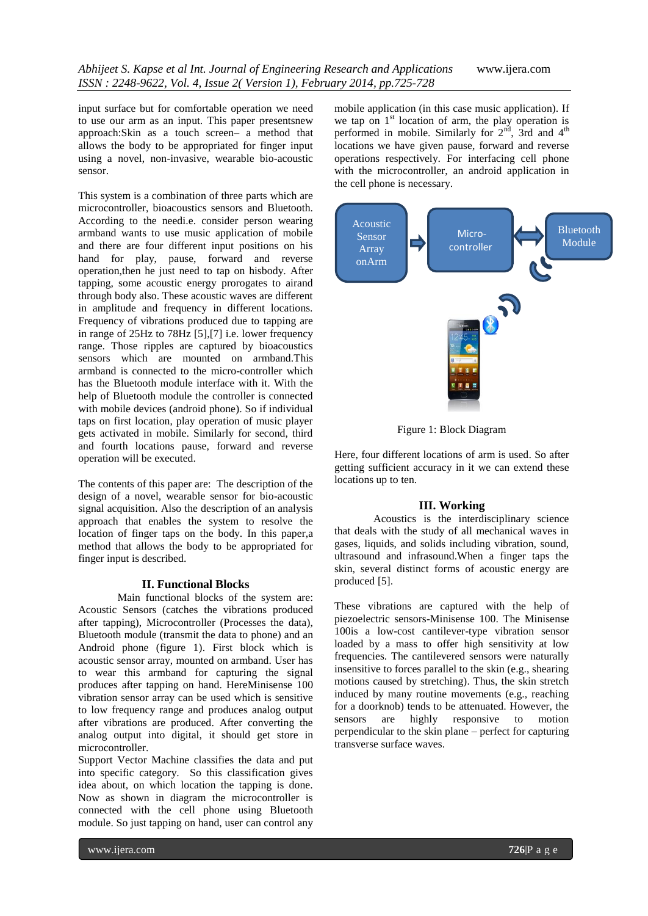input surface but for comfortable operation we need to use our arm as an input. This paper presentsnew approach:Skin as a touch screen– a method that allows the body to be appropriated for finger input using a novel, non-invasive, wearable bio-acoustic sensor.

This system is a combination of three parts which are microcontroller, bioacoustics sensors and Bluetooth. According to the needi.e. consider person wearing armband wants to use music application of mobile and there are four different input positions on his hand for play, pause, forward and reverse operation,then he just need to tap on hisbody. After tapping, some acoustic energy prorogates to airand through body also. These acoustic waves are different in amplitude and frequency in different locations. Frequency of vibrations produced due to tapping are in range of 25Hz to 78Hz [5],[7] i.e. lower frequency range. Those ripples are captured by bioacoustics sensors which are mounted on armband.This armband is connected to the micro-controller which has the Bluetooth module interface with it. With the help of Bluetooth module the controller is connected with mobile devices (android phone). So if individual taps on first location, play operation of music player gets activated in mobile. Similarly for second, third and fourth locations pause, forward and reverse operation will be executed.

The contents of this paper are: The description of the design of a novel, wearable sensor for bio-acoustic signal acquisition. Also the description of an analysis approach that enables the system to resolve the location of finger taps on the body. In this paper,a method that allows the body to be appropriated for finger input is described.

## II. Functional Blocks

Main functional blocks of the system are: Acoustic Sensors (catches the vibrations produced after tapping), Microcontroller (Processes the data), Bluetooth module (transmit the data to phone) and an Android phone (figure 1). First block which is acoustic sensor array, mounted on armband. User has to wear this armband for capturing the signal produces after tapping on hand. HereMinisense 100 vibration sensor array can be used which is sensitive to low frequency range and produces analog output after vibrations are produced. After converting the analog output into digital, it should get store in microcontroller.

Support Vector Machine classifies the data and put into specific category. So this classification gives idea about, on which location the tapping is done. Now as shown in diagram the microcontroller is connected with the cell phone using Bluetooth module. So just tapping on hand, user can control any mobile application (in this case music application). If we tap on 1st location of arm, the play operation is performed in mobile. Similarly for 2nd, 3rd and 4th locations we have given pause, forward and reverse operations respectively. For interfacing cell phone with the microcontroller, an android application in the cell phone is necessary.

Acoustic Sensor Array onArm → Micro-controller ↔ Bluetooth Module

Figure 1: Block Diagram

Here, four different locations of arm is used. So after getting sufficient accuracy in it we can extend these locations up to ten.

## III. Working

Acoustics is the interdisciplinary science that deals with the study of all mechanical waves in gases, liquids, and solids including vibration, sound, ultrasound and infrasound.When a finger taps the skin, several distinct forms of acoustic energy are produced [5].

These vibrations are captured with the help of piezoelectric sensors-Minisense 100. The Minisense 100is a low-cost cantilever-type vibration sensor loaded by a mass to offer high sensitivity at low frequencies. The cantilevered sensors were naturally insensitive to forces parallel to the skin (e.g., shearing motions caused by stretching). Thus, the skin stretch induced by many routine movements (e.g., reaching for a doorknob) tends to be attenuated. However, the sensors are highly responsive to motion perpendicular to the skin plane – perfect for capturing transverse surface waves.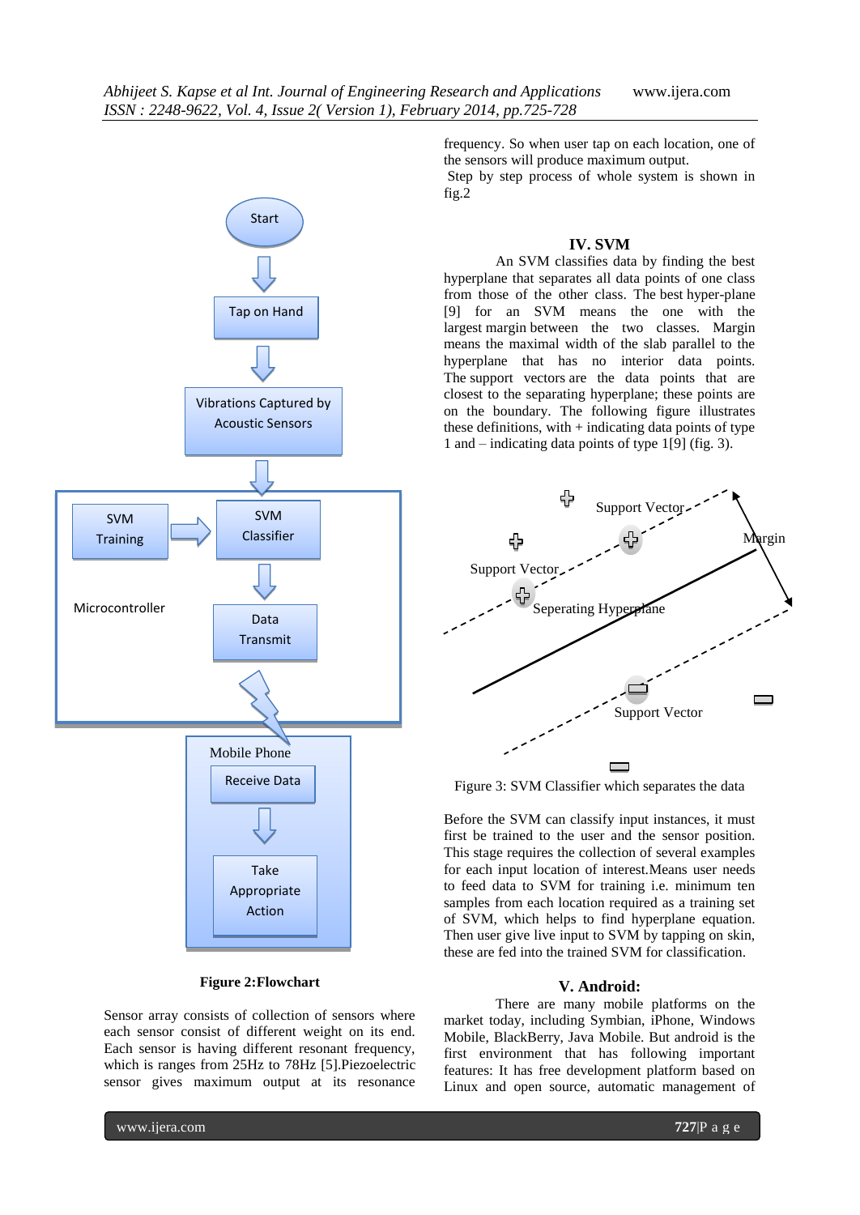**Figure 2:Flowchart**

Sensor array consists of collection of sensors where each sensor consist of different weight on its end. Each sensor is having different resonant frequency, which is ranges from 25Hz to 78Hz [5].Piezoelectric sensor gives maximum output at its resonance frequency. So when user tap on each location, one of the sensors will produce maximum output.

Step by step process of whole system is shown in fig.2

## IV. SVM

An SVM classifies data by finding the best hyperplane that separates all data points of one class from those of the other class. The best hyper-plane [9] for an SVM means the one with the largest margin between the two classes. Margin means the maximal width of the slab parallel to the hyperplane that has no interior data points. The support vectors are the data points that are closest to the separating hyperplane; these points are on the boundary. The following figure illustrates these definitions, with + indicating data points of type 1 and – indicating data points of type 1[9] (fig. 3).

Figure 3: SVM Classifier which separates the data

Before the SVM can classify input instances, it must first be trained to the user and the sensor position. This stage requires the collection of several examples for each input location of interest.Means user needs to feed data to SVM for training i.e. minimum ten samples from each location required as a training set of SVM, which helps to find hyperplane equation. Then user give live input to SVM by tapping on skin, these are fed into the trained SVM for classification.

## V. Android:

There are many mobile platforms on the market today, including Symbian, iPhone, Windows Mobile, BlackBerry, Java Mobile. But android is the first environment that has following important features: It has free development platform based on Linux and open source, automatic management of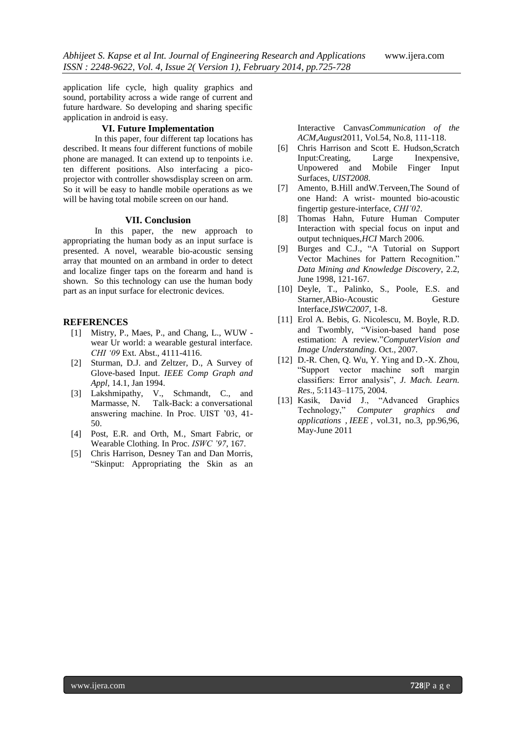application life cycle, high quality graphics and sound, portability across a wide range of current and future hardware. So developing and sharing specific application in android is easy.

## VI. Future Implementation

In this paper, four different tap locations has described. It means four different functions of mobile phone are managed. It can extend up to tenpoints i.e. ten different positions. Also interfacing a pico-projector with controller showsdisplay screen on arm. So it will be easy to handle mobile operations as we will be having total mobile screen on our hand.

## VII. Conclusion

In this paper, the new approach to appropriating the human body as an input surface is presented. A novel, wearable bio-acoustic sensing array that mounted on an armband in order to detect and localize finger taps on the forearm and hand is shown. So this technology can use the human body part as an input surface for electronic devices.

## REFERENCES

[1] Mistry, P., Maes, P., and Chang, L., WUW - wear Ur world: a wearable gestural interface. *CHI '09* Ext. Abst., 4111-4116.

[2] Sturman, D.J. and Zeltzer, D., A Survey of Glove-based Input. *IEEE Comp Graph and Appl*, 14.1, Jan 1994.

[3] Lakshmipathy, V., Schmandt, C., and Marmasse, N. Talk-Back: a conversational answering machine. In Proc. UIST '03, 41-50.

[4] Post, E.R. and Orth, M., Smart Fabric, or Wearable Clothing. In Proc. *ISWC '97*, 167.

[5] Chris Harrison, Desney Tan and Dan Morris, "Skinput: Appropriating the Skin as an Interactive Canvas*Communication of the ACM,August*2011, Vol.54, No.8, 111-118.

[6] Chris Harrison and Scott E. Hudson,Scratch Input:Creating, Large Inexpensive, Unpowered and Mobile Finger Input Surfaces, *UIST2008*.

[7] Amento, B.Hill andW.Terveen,The Sound of one Hand: A wrist- mounted bio-acoustic fingertip gesture-interface, *CHI'02*.

[8] Thomas Hahn, Future Human Computer Interaction with special focus on input and output techniques,*HCI* March 2006.

[9] Burges and C.J., "A Tutorial on Support Vector Machines for Pattern Recognition." *Data Mining and Knowledge Discovery*, 2.2, June 1998, 121-167.

[10] Deyle, T., Palinko, S., Poole, E.S. and Starner,ABio-Acoustic Gesture Interface,*ISWC2007*, 1-8.

[11] Erol A. Bebis, G. Nicolescu, M. Boyle, R.D. and Twombly, "Vision-based hand pose estimation: A review."*ComputerVision and Image Understanding*. Oct., 2007.

[12] D.-R. Chen, Q. Wu, Y. Ying and D.-X. Zhou, "Support vector machine soft margin classifiers: Error analysis", *J. Mach. Learn. Res*., 5:1143–1175, 2004.

[13] Kasik, David J., "Advanced Graphics Technology," *Computer graphics and applications , IEEE* , vol.31, no.3, pp.96,96, May-June 2011